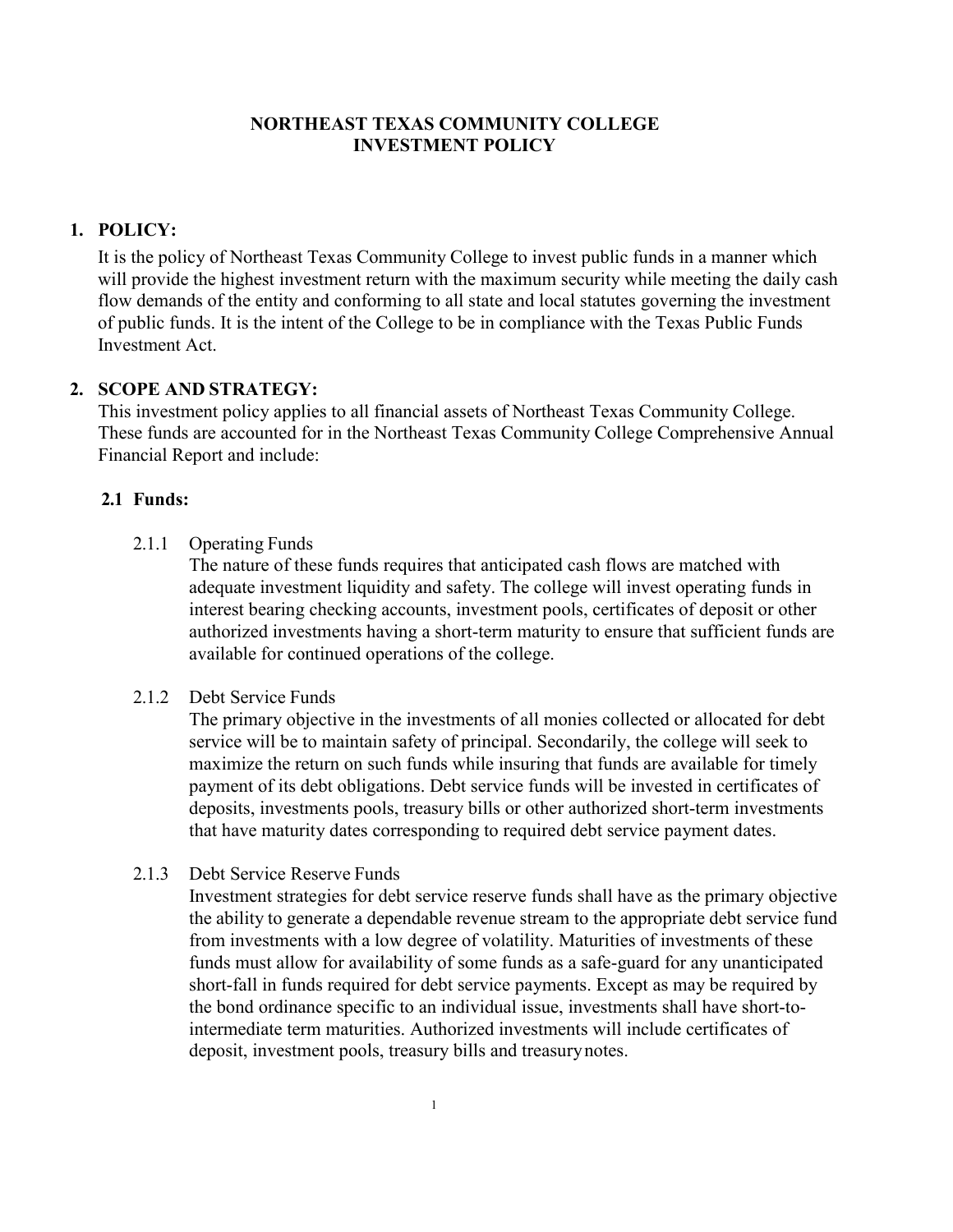# NORTHEAST TEXAS COMMUNITY COLLEGE INVESTMENT POLICY

## 1. POLICY:

It is the policy of Northeast Texas Community College to invest public funds in a manner which will provide the highest investment return with the maximum security while meeting the daily cash flow demands of the entity and conforming to all state and local statutes governing the investment of public funds. It is the intent of the College to be in compliance with the Texas Public Funds Investment Act.

## 2. SCOPE AND STRATEGY:

This investment policy applies to all financial assets of Northeast Texas Community College. These funds are accounted for in the Northeast Texas Community College Comprehensive Annual Financial Report and include:

### 2.1 Funds:

2.1.1 Operating Funds

The nature of these funds requires that anticipated cash flows are matched with adequate investment liquidity and safety. The college will invest operating funds in interest bearing checking accounts, investment pools, certificates of deposit or other authorized investments having a short-term maturity to ensure that sufficient funds are available for continued operations of the college.

2.1.2 Debt Service Funds

The primary objective in the investments of all monies collected or allocated for debt service will be to maintain safety of principal. Secondarily, the college will seek to maximize the return on such funds while insuring that funds are available for timely payment of its debt obligations. Debt service funds will be invested in certificates of deposits, investments pools, treasury bills or other authorized short-term investments that have maturity dates corresponding to required debt service payment dates.

2.1.3 Debt Service Reserve Funds

Investment strategies for debt service reserve funds shall have as the primary objective the ability to generate a dependable revenue stream to the appropriate debt service fund from investments with a low degree of volatility. Maturities of investments of these funds must allow for availability of some funds as a safe-guard for any unanticipated short-fall in funds required for debt service payments. Except as may be required by the bond ordinance specific to an individual issue, investments shall have short-to-intermediate term maturities. Authorized investments will include certificates of deposit, investment pools, treasury bills and treasury notes.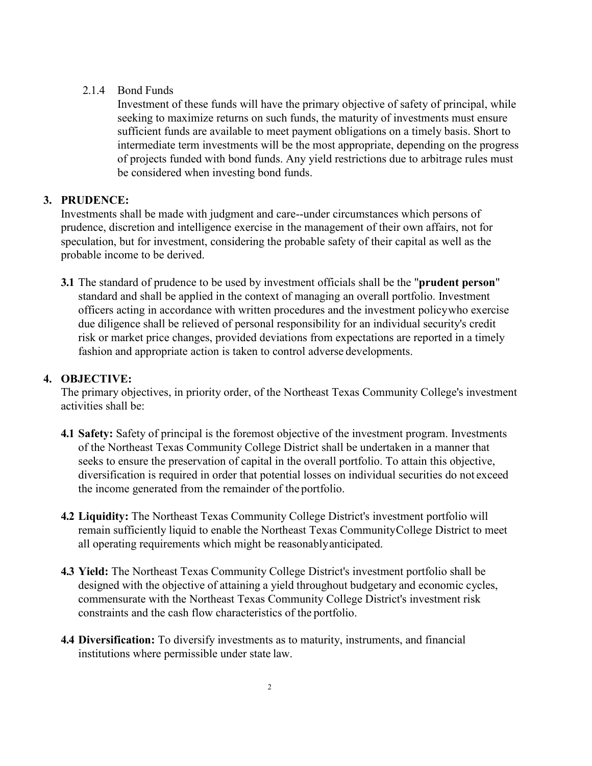2.1.4 Bond Funds

Investment of these funds will have the primary objective of safety of principal, while seeking to maximize returns on such funds, the maturity of investments must ensure sufficient funds are available to meet payment obligations on a timely basis. Short to intermediate term investments will be the most appropriate, depending on the progress of projects funded with bond funds. Any yield restrictions due to arbitrage rules must be considered when investing bond funds.

## 3. PRUDENCE:

Investments shall be made with judgment and care--under circumstances which persons of prudence, discretion and intelligence exercise in the management of their own affairs, not for speculation, but for investment, considering the probable safety of their capital as well as the probable income to be derived.

**3.1** The standard of prudence to be used by investment officials shall be the "**prudent person**" standard and shall be applied in the context of managing an overall portfolio. Investment officers acting in accordance with written procedures and the investment policywho exercise due diligence shall be relieved of personal responsibility for an individual security's credit risk or market price changes, provided deviations from expectations are reported in a timely fashion and appropriate action is taken to control adverse developments.

## 4. OBJECTIVE:

The primary objectives, in priority order, of the Northeast Texas Community College's investment activities shall be:

**4.1 Safety:** Safety of principal is the foremost objective of the investment program. Investments of the Northeast Texas Community College District shall be undertaken in a manner that seeks to ensure the preservation of capital in the overall portfolio. To attain this objective, diversification is required in order that potential losses on individual securities do not exceed the income generated from the remainder of the portfolio.

**4.2 Liquidity:** The Northeast Texas Community College District's investment portfolio will remain sufficiently liquid to enable the Northeast Texas CommunityCollege District to meet all operating requirements which might be reasonablyanticipated.

**4.3 Yield:** The Northeast Texas Community College District's investment portfolio shall be designed with the objective of attaining a yield throughout budgetary and economic cycles, commensurate with the Northeast Texas Community College District's investment risk constraints and the cash flow characteristics of the portfolio.

**4.4 Diversification:** To diversify investments as to maturity, instruments, and financial institutions where permissible under state law.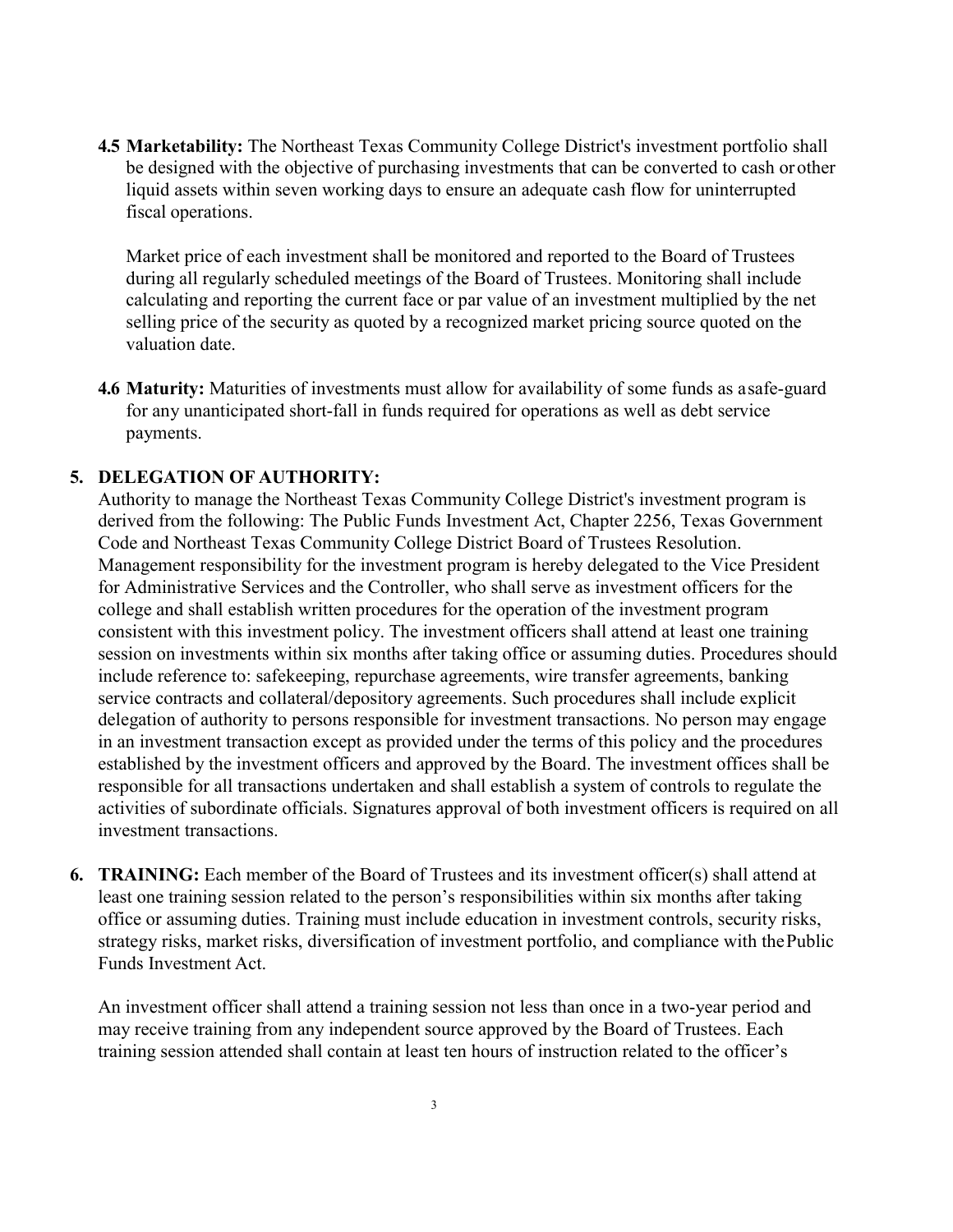**4.5 Marketability:** The Northeast Texas Community College District's investment portfolio shall be designed with the objective of purchasing investments that can be converted to cash or other liquid assets within seven working days to ensure an adequate cash flow for uninterrupted fiscal operations.

Market price of each investment shall be monitored and reported to the Board of Trustees during all regularly scheduled meetings of the Board of Trustees. Monitoring shall include calculating and reporting the current face or par value of an investment multiplied by the net selling price of the security as quoted by a recognized market pricing source quoted on the valuation date.

**4.6 Maturity:** Maturities of investments must allow for availability of some funds as a safe-guard for any unanticipated short-fall in funds required for operations as well as debt service payments.

**5. DELEGATION OF AUTHORITY:**

Authority to manage the Northeast Texas Community College District's investment program is derived from the following: The Public Funds Investment Act, Chapter 2256, Texas Government Code and Northeast Texas Community College District Board of Trustees Resolution. Management responsibility for the investment program is hereby delegated to the Vice President for Administrative Services and the Controller, who shall serve as investment officers for the college and shall establish written procedures for the operation of the investment program consistent with this investment policy. The investment officers shall attend at least one training session on investments within six months after taking office or assuming duties. Procedures should include reference to: safekeeping, repurchase agreements, wire transfer agreements, banking service contracts and collateral/depository agreements. Such procedures shall include explicit delegation of authority to persons responsible for investment transactions. No person may engage in an investment transaction except as provided under the terms of this policy and the procedures established by the investment officers and approved by the Board. The investment offices shall be responsible for all transactions undertaken and shall establish a system of controls to regulate the activities of subordinate officials. Signatures approval of both investment officers is required on all investment transactions.

**6. TRAINING:** Each member of the Board of Trustees and its investment officer(s) shall attend at least one training session related to the person's responsibilities within six months after taking office or assuming duties. Training must include education in investment controls, security risks, strategy risks, market risks, diversification of investment portfolio, and compliance with the Public Funds Investment Act.

An investment officer shall attend a training session not less than once in a two-year period and may receive training from any independent source approved by the Board of Trustees. Each training session attended shall contain at least ten hours of instruction related to the officer's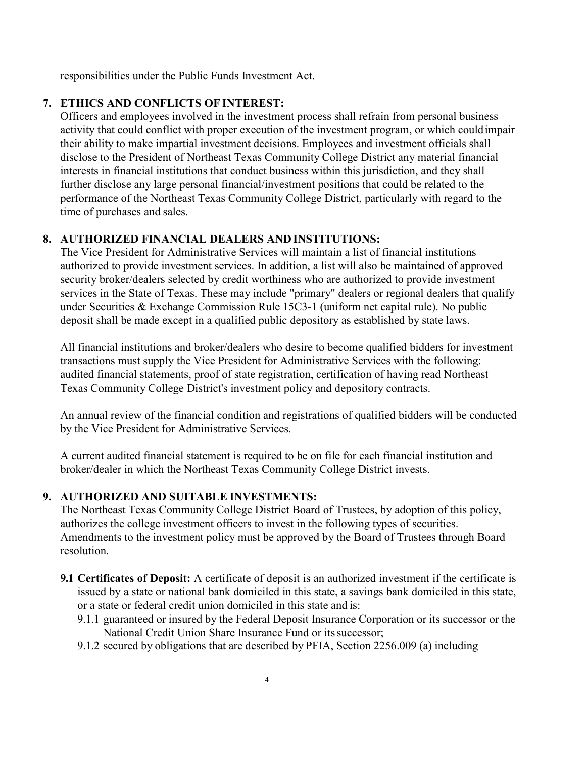responsibilities under the Public Funds Investment Act.

## 7. ETHICS AND CONFLICTS OF INTEREST:

Officers and employees involved in the investment process shall refrain from personal business activity that could conflict with proper execution of the investment program, or which could impair their ability to make impartial investment decisions. Employees and investment officials shall disclose to the President of Northeast Texas Community College District any material financial interests in financial institutions that conduct business within this jurisdiction, and they shall further disclose any large personal financial/investment positions that could be related to the performance of the Northeast Texas Community College District, particularly with regard to the time of purchases and sales.

## 8. AUTHORIZED FINANCIAL DEALERS AND INSTITUTIONS:

The Vice President for Administrative Services will maintain a list of financial institutions authorized to provide investment services. In addition, a list will also be maintained of approved security broker/dealers selected by credit worthiness who are authorized to provide investment services in the State of Texas. These may include "primary" dealers or regional dealers that qualify under Securities & Exchange Commission Rule 15C3-1 (uniform net capital rule). No public deposit shall be made except in a qualified public depository as established by state laws.

All financial institutions and broker/dealers who desire to become qualified bidders for investment transactions must supply the Vice President for Administrative Services with the following: audited financial statements, proof of state registration, certification of having read Northeast Texas Community College District's investment policy and depository contracts.

An annual review of the financial condition and registrations of qualified bidders will be conducted by the Vice President for Administrative Services.

A current audited financial statement is required to be on file for each financial institution and broker/dealer in which the Northeast Texas Community College District invests.

## 9. AUTHORIZED AND SUITABLE INVESTMENTS:

The Northeast Texas Community College District Board of Trustees, by adoption of this policy, authorizes the college investment officers to invest in the following types of securities. Amendments to the investment policy must be approved by the Board of Trustees through Board resolution.

**9.1 Certificates of Deposit:** A certificate of deposit is an authorized investment if the certificate is issued by a state or national bank domiciled in this state, a savings bank domiciled in this state, or a state or federal credit union domiciled in this state and is:

- 9.1.1 guaranteed or insured by the Federal Deposit Insurance Corporation or its successor or the National Credit Union Share Insurance Fund or its successor;
- 9.1.2 secured by obligations that are described by PFIA, Section 2256.009 (a) including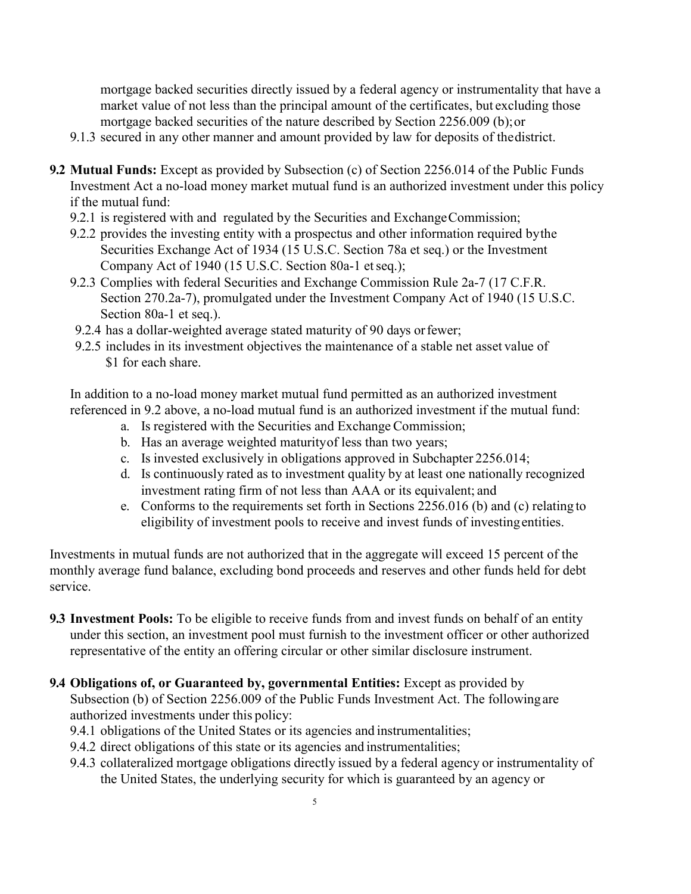mortgage backed securities directly issued by a federal agency or instrumentality that have a market value of not less than the principal amount of the certificates, but excluding those mortgage backed securities of the nature described by Section 2256.009 (b); or

9.1.3 secured in any other manner and amount provided by law for deposits of the district.

**9.2 Mutual Funds:** Except as provided by Subsection (c) of Section 2256.014 of the Public Funds Investment Act a no-load money market mutual fund is an authorized investment under this policy if the mutual fund:

- 9.2.1 is registered with and regulated by the Securities and Exchange Commission;
- 9.2.2 provides the investing entity with a prospectus and other information required by the Securities Exchange Act of 1934 (15 U.S.C. Section 78a et seq.) or the Investment Company Act of 1940 (15 U.S.C. Section 80a-1 et seq.);
- 9.2.3 Complies with federal Securities and Exchange Commission Rule 2a-7 (17 C.F.R. Section 270.2a-7), promulgated under the Investment Company Act of 1940 (15 U.S.C. Section 80a-1 et seq.).
- 9.2.4 has a dollar-weighted average stated maturity of 90 days or fewer;
- 9.2.5 includes in its investment objectives the maintenance of a stable net asset value of $1 for each share.

In addition to a no-load money market mutual fund permitted as an authorized investment referenced in 9.2 above, a no-load mutual fund is an authorized investment if the mutual fund:

a. Is registered with the Securities and Exchange Commission;
b. Has an average weighted maturity of less than two years;
c. Is invested exclusively in obligations approved in Subchapter 2256.014;
d. Is continuously rated as to investment quality by at least one nationally recognized investment rating firm of not less than AAA or its equivalent; and
e. Conforms to the requirements set forth in Sections 2256.016 (b) and (c) relating to eligibility of investment pools to receive and invest funds of investing entities.

Investments in mutual funds are not authorized that in the aggregate will exceed 15 percent of the monthly average fund balance, excluding bond proceeds and reserves and other funds held for debt service.

**9.3 Investment Pools:** To be eligible to receive funds from and invest funds on behalf of an entity under this section, an investment pool must furnish to the investment officer or other authorized representative of the entity an offering circular or other similar disclosure instrument.

**9.4 Obligations of, or Guaranteed by, governmental Entities:** Except as provided by Subsection (b) of Section 2256.009 of the Public Funds Investment Act. The following are authorized investments under this policy:

- 9.4.1 obligations of the United States or its agencies and instrumentalities;
- 9.4.2 direct obligations of this state or its agencies and instrumentalities;
- 9.4.3 collateralized mortgage obligations directly issued by a federal agency or instrumentality of the United States, the underlying security for which is guaranteed by an agency or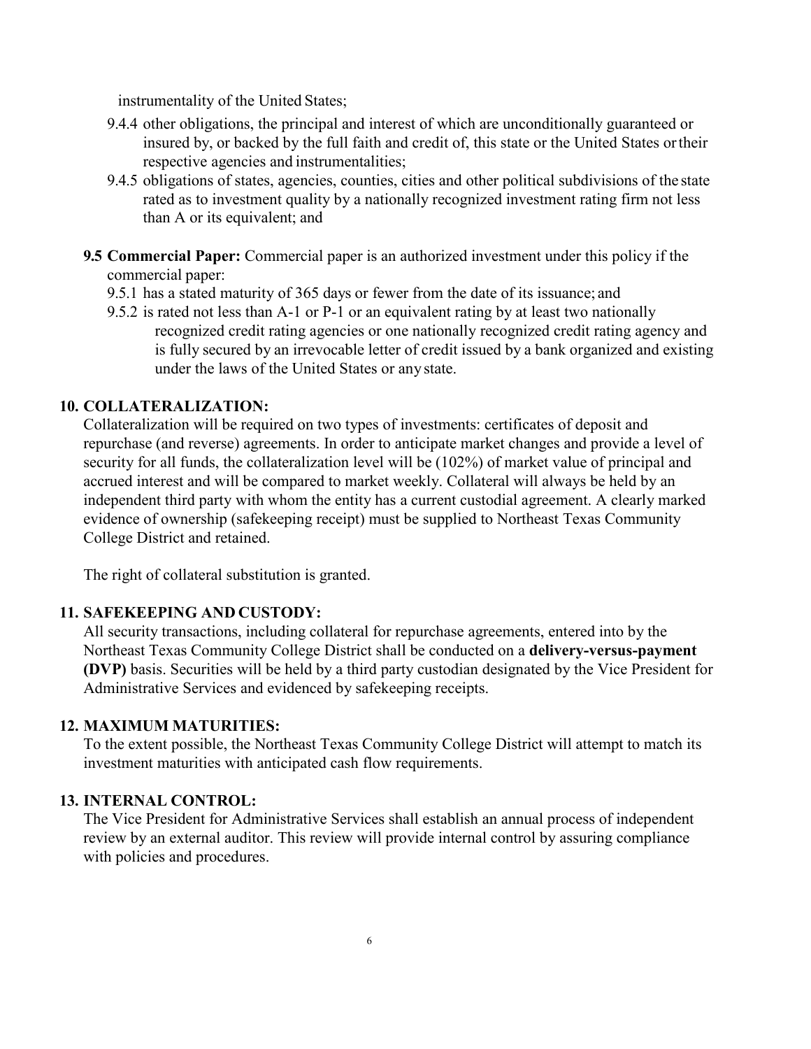instrumentality of the United States;

- 9.4.4 other obligations, the principal and interest of which are unconditionally guaranteed or insured by, or backed by the full faith and credit of, this state or the United States or their respective agencies and instrumentalities;
- 9.4.5 obligations of states, agencies, counties, cities and other political subdivisions of the state rated as to investment quality by a nationally recognized investment rating firm not less than A or its equivalent; and

**9.5 Commercial Paper:** Commercial paper is an authorized investment under this policy if the commercial paper:

- 9.5.1 has a stated maturity of 365 days or fewer from the date of its issuance; and
- 9.5.2 is rated not less than A-1 or P-1 or an equivalent rating by at least two nationally recognized credit rating agencies or one nationally recognized credit rating agency and is fully secured by an irrevocable letter of credit issued by a bank organized and existing under the laws of the United States or any state.

## 10. COLLATERALIZATION:

Collateralization will be required on two types of investments: certificates of deposit and repurchase (and reverse) agreements. In order to anticipate market changes and provide a level of security for all funds, the collateralization level will be (102%) of market value of principal and accrued interest and will be compared to market weekly. Collateral will always be held by an independent third party with whom the entity has a current custodial agreement. A clearly marked evidence of ownership (safekeeping receipt) must be supplied to Northeast Texas Community College District and retained.

The right of collateral substitution is granted.

## 11. SAFEKEEPING AND CUSTODY:

All security transactions, including collateral for repurchase agreements, entered into by the Northeast Texas Community College District shall be conducted on a **delivery-versus-payment (DVP)** basis. Securities will be held by a third party custodian designated by the Vice President for Administrative Services and evidenced by safekeeping receipts.

## 12. MAXIMUM MATURITIES:

To the extent possible, the Northeast Texas Community College District will attempt to match its investment maturities with anticipated cash flow requirements.

## 13. INTERNAL CONTROL:

The Vice President for Administrative Services shall establish an annual process of independent review by an external auditor. This review will provide internal control by assuring compliance with policies and procedures.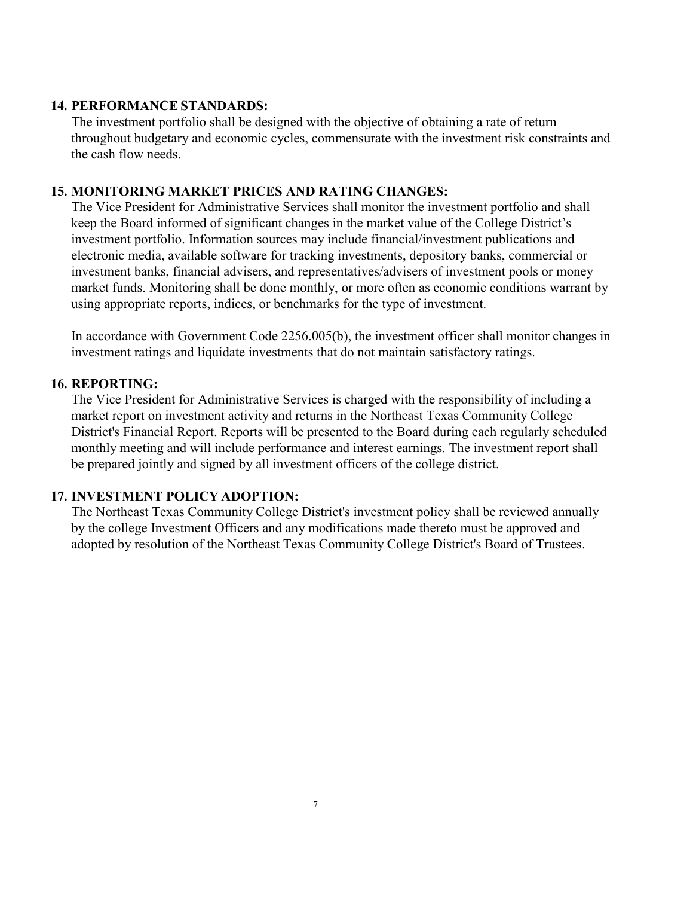## 14. PERFORMANCE STANDARDS:

The investment portfolio shall be designed with the objective of obtaining a rate of return throughout budgetary and economic cycles, commensurate with the investment risk constraints and the cash flow needs.

## 15. MONITORING MARKET PRICES AND RATING CHANGES:

The Vice President for Administrative Services shall monitor the investment portfolio and shall keep the Board informed of significant changes in the market value of the College District's investment portfolio. Information sources may include financial/investment publications and electronic media, available software for tracking investments, depository banks, commercial or investment banks, financial advisers, and representatives/advisers of investment pools or money market funds. Monitoring shall be done monthly, or more often as economic conditions warrant by using appropriate reports, indices, or benchmarks for the type of investment.

In accordance with Government Code 2256.005(b), the investment officer shall monitor changes in investment ratings and liquidate investments that do not maintain satisfactory ratings.

## 16. REPORTING:

The Vice President for Administrative Services is charged with the responsibility of including a market report on investment activity and returns in the Northeast Texas Community College District's Financial Report. Reports will be presented to the Board during each regularly scheduled monthly meeting and will include performance and interest earnings. The investment report shall be prepared jointly and signed by all investment officers of the college district.

## 17. INVESTMENT POLICY ADOPTION:

The Northeast Texas Community College District's investment policy shall be reviewed annually by the college Investment Officers and any modifications made thereto must be approved and adopted by resolution of the Northeast Texas Community College District's Board of Trustees.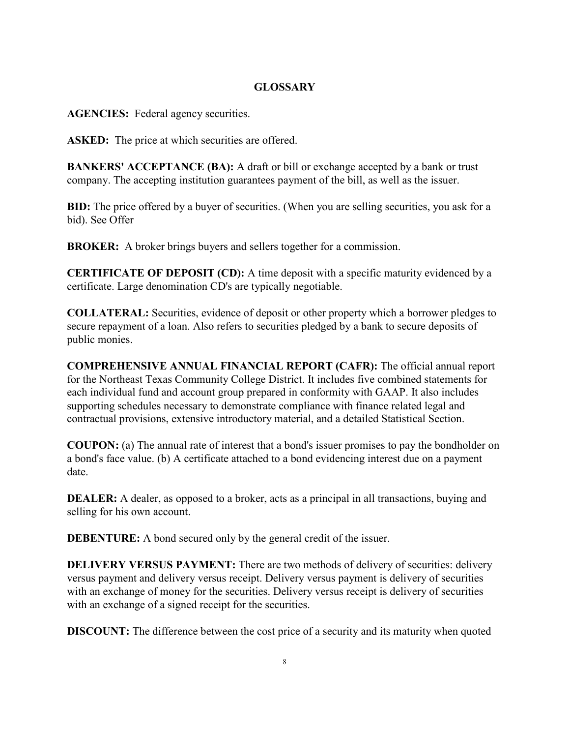## GLOSSARY

**AGENCIES:** Federal agency securities.

**ASKED:** The price at which securities are offered.

**BANKERS' ACCEPTANCE (BA):** A draft or bill or exchange accepted by a bank or trust company. The accepting institution guarantees payment of the bill, as well as the issuer.

**BID:** The price offered by a buyer of securities. (When you are selling securities, you ask for a bid). See Offer

**BROKER:** A broker brings buyers and sellers together for a commission.

**CERTIFICATE OF DEPOSIT (CD):** A time deposit with a specific maturity evidenced by a certificate. Large denomination CD's are typically negotiable.

**COLLATERAL:** Securities, evidence of deposit or other property which a borrower pledges to secure repayment of a loan. Also refers to securities pledged by a bank to secure deposits of public monies.

**COMPREHENSIVE ANNUAL FINANCIAL REPORT (CAFR):** The official annual report for the Northeast Texas Community College District. It includes five combined statements for each individual fund and account group prepared in conformity with GAAP. It also includes supporting schedules necessary to demonstrate compliance with finance related legal and contractual provisions, extensive introductory material, and a detailed Statistical Section.

**COUPON:** (a) The annual rate of interest that a bond's issuer promises to pay the bondholder on a bond's face value. (b) A certificate attached to a bond evidencing interest due on a payment date.

**DEALER:** A dealer, as opposed to a broker, acts as a principal in all transactions, buying and selling for his own account.

**DEBENTURE:** A bond secured only by the general credit of the issuer.

**DELIVERY VERSUS PAYMENT:** There are two methods of delivery of securities: delivery versus payment and delivery versus receipt. Delivery versus payment is delivery of securities with an exchange of money for the securities. Delivery versus receipt is delivery of securities with an exchange of a signed receipt for the securities.

**DISCOUNT:** The difference between the cost price of a security and its maturity when quoted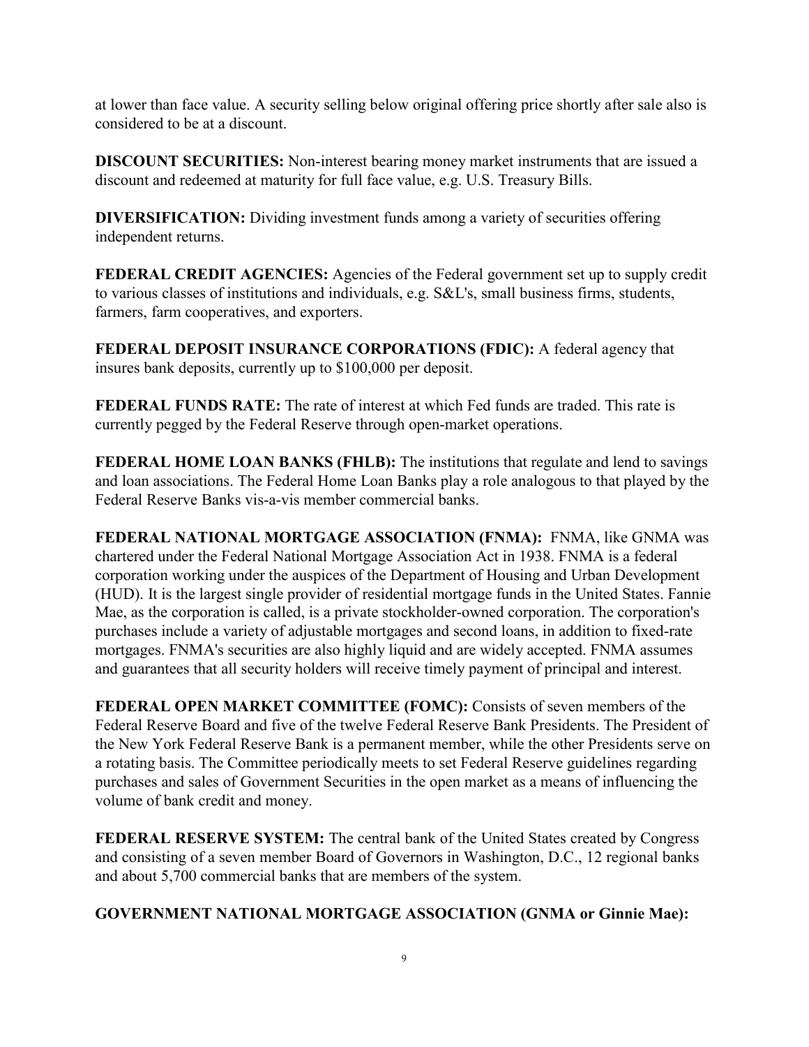at lower than face value. A security selling below original offering price shortly after sale also is considered to be at a discount.

**DISCOUNT SECURITIES:** Non-interest bearing money market instruments that are issued a discount and redeemed at maturity for full face value, e.g. U.S. Treasury Bills.

**DIVERSIFICATION:** Dividing investment funds among a variety of securities offering independent returns.

**FEDERAL CREDIT AGENCIES:** Agencies of the Federal government set up to supply credit to various classes of institutions and individuals, e.g. S&L's, small business firms, students, farmers, farm cooperatives, and exporters.

**FEDERAL DEPOSIT INSURANCE CORPORATIONS (FDIC):** A federal agency that insures bank deposits, currently up to $100,000 per deposit.

**FEDERAL FUNDS RATE:** The rate of interest at which Fed funds are traded. This rate is currently pegged by the Federal Reserve through open-market operations.

**FEDERAL HOME LOAN BANKS (FHLB):** The institutions that regulate and lend to savings and loan associations. The Federal Home Loan Banks play a role analogous to that played by the Federal Reserve Banks vis-a-vis member commercial banks.

**FEDERAL NATIONAL MORTGAGE ASSOCIATION (FNMA):** FNMA, like GNMA was chartered under the Federal National Mortgage Association Act in 1938. FNMA is a federal corporation working under the auspices of the Department of Housing and Urban Development (HUD). It is the largest single provider of residential mortgage funds in the United States. Fannie Mae, as the corporation is called, is a private stockholder-owned corporation. The corporation's purchases include a variety of adjustable mortgages and second loans, in addition to fixed-rate mortgages. FNMA's securities are also highly liquid and are widely accepted. FNMA assumes and guarantees that all security holders will receive timely payment of principal and interest.

**FEDERAL OPEN MARKET COMMITTEE (FOMC):** Consists of seven members of the Federal Reserve Board and five of the twelve Federal Reserve Bank Presidents. The President of the New York Federal Reserve Bank is a permanent member, while the other Presidents serve on a rotating basis. The Committee periodically meets to set Federal Reserve guidelines regarding purchases and sales of Government Securities in the open market as a means of influencing the volume of bank credit and money.

**FEDERAL RESERVE SYSTEM:** The central bank of the United States created by Congress and consisting of a seven member Board of Governors in Washington, D.C., 12 regional banks and about 5,700 commercial banks that are members of the system.

**GOVERNMENT NATIONAL MORTGAGE ASSOCIATION (GNMA or Ginnie Mae):**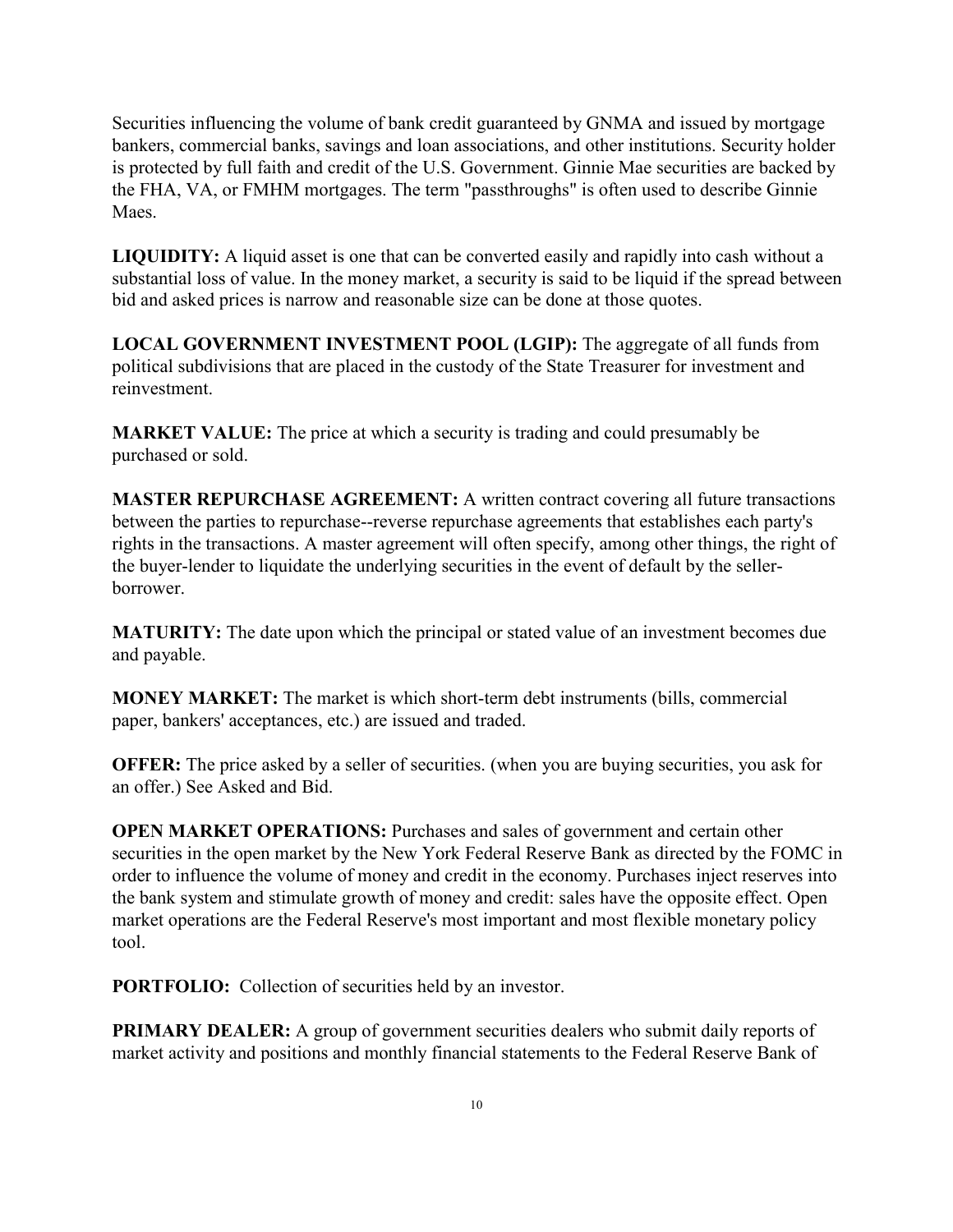Securities influencing the volume of bank credit guaranteed by GNMA and issued by mortgage bankers, commercial banks, savings and loan associations, and other institutions. Security holder is protected by full faith and credit of the U.S. Government. Ginnie Mae securities are backed by the FHA, VA, or FMHM mortgages. The term "passthroughs" is often used to describe Ginnie Maes.

**LIQUIDITY:** A liquid asset is one that can be converted easily and rapidly into cash without a substantial loss of value. In the money market, a security is said to be liquid if the spread between bid and asked prices is narrow and reasonable size can be done at those quotes.

**LOCAL GOVERNMENT INVESTMENT POOL (LGIP):** The aggregate of all funds from political subdivisions that are placed in the custody of the State Treasurer for investment and reinvestment.

**MARKET VALUE:** The price at which a security is trading and could presumably be purchased or sold.

**MASTER REPURCHASE AGREEMENT:** A written contract covering all future transactions between the parties to repurchase--reverse repurchase agreements that establishes each party's rights in the transactions. A master agreement will often specify, among other things, the right of the buyer-lender to liquidate the underlying securities in the event of default by the seller-borrower.

**MATURITY:** The date upon which the principal or stated value of an investment becomes due and payable.

**MONEY MARKET:** The market is which short-term debt instruments (bills, commercial paper, bankers' acceptances, etc.) are issued and traded.

**OFFER:** The price asked by a seller of securities. (when you are buying securities, you ask for an offer.) See Asked and Bid.

**OPEN MARKET OPERATIONS:** Purchases and sales of government and certain other securities in the open market by the New York Federal Reserve Bank as directed by the FOMC in order to influence the volume of money and credit in the economy. Purchases inject reserves into the bank system and stimulate growth of money and credit: sales have the opposite effect. Open market operations are the Federal Reserve's most important and most flexible monetary policy tool.

**PORTFOLIO:** Collection of securities held by an investor.

**PRIMARY DEALER:** A group of government securities dealers who submit daily reports of market activity and positions and monthly financial statements to the Federal Reserve Bank of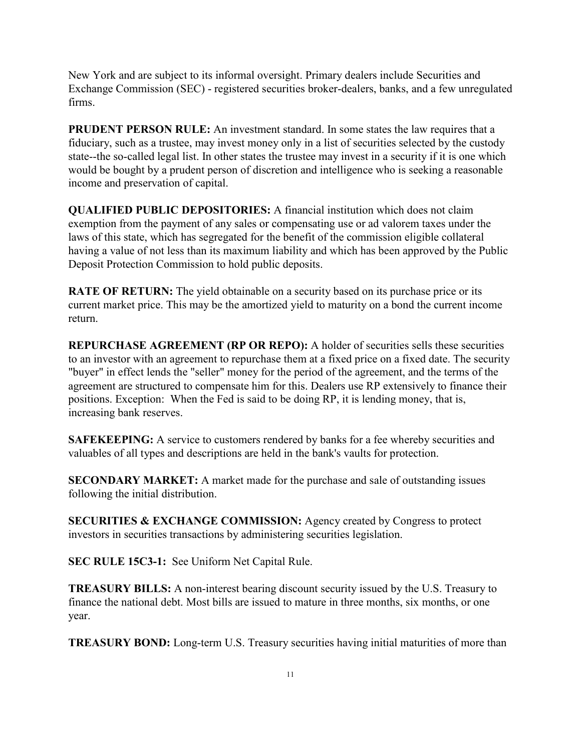New York and are subject to its informal oversight. Primary dealers include Securities and Exchange Commission (SEC) - registered securities broker-dealers, banks, and a few unregulated firms.

**PRUDENT PERSON RULE:** An investment standard. In some states the law requires that a fiduciary, such as a trustee, may invest money only in a list of securities selected by the custody state--the so-called legal list. In other states the trustee may invest in a security if it is one which would be bought by a prudent person of discretion and intelligence who is seeking a reasonable income and preservation of capital.

**QUALIFIED PUBLIC DEPOSITORIES:** A financial institution which does not claim exemption from the payment of any sales or compensating use or ad valorem taxes under the laws of this state, which has segregated for the benefit of the commission eligible collateral having a value of not less than its maximum liability and which has been approved by the Public Deposit Protection Commission to hold public deposits.

**RATE OF RETURN:** The yield obtainable on a security based on its purchase price or its current market price. This may be the amortized yield to maturity on a bond the current income return.

**REPURCHASE AGREEMENT (RP OR REPO):** A holder of securities sells these securities to an investor with an agreement to repurchase them at a fixed price on a fixed date. The security "buyer" in effect lends the "seller" money for the period of the agreement, and the terms of the agreement are structured to compensate him for this. Dealers use RP extensively to finance their positions. Exception: When the Fed is said to be doing RP, it is lending money, that is, increasing bank reserves.

**SAFEKEEPING:** A service to customers rendered by banks for a fee whereby securities and valuables of all types and descriptions are held in the bank's vaults for protection.

**SECONDARY MARKET:** A market made for the purchase and sale of outstanding issues following the initial distribution.

**SECURITIES & EXCHANGE COMMISSION:** Agency created by Congress to protect investors in securities transactions by administering securities legislation.

**SEC RULE 15C3-1:** See Uniform Net Capital Rule.

**TREASURY BILLS:** A non-interest bearing discount security issued by the U.S. Treasury to finance the national debt. Most bills are issued to mature in three months, six months, or one year.

**TREASURY BOND:** Long-term U.S. Treasury securities having initial maturities of more than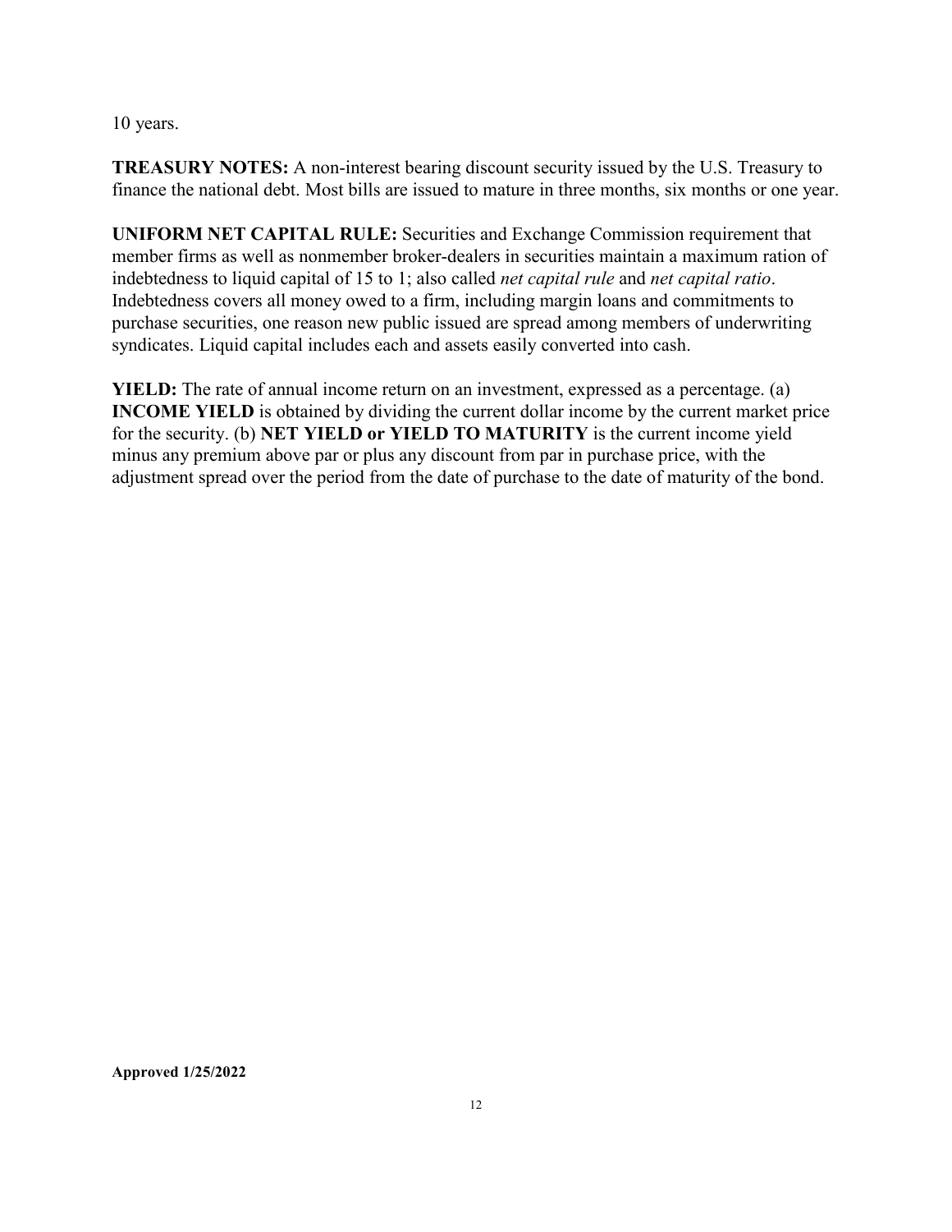10 years.

**TREASURY NOTES:** A non-interest bearing discount security issued by the U.S. Treasury to finance the national debt. Most bills are issued to mature in three months, six months or one year.

**UNIFORM NET CAPITAL RULE:** Securities and Exchange Commission requirement that member firms as well as nonmember broker-dealers in securities maintain a maximum ration of indebtedness to liquid capital of 15 to 1; also called *net capital rule* and *net capital ratio*. Indebtedness covers all money owed to a firm, including margin loans and commitments to purchase securities, one reason new public issued are spread among members of underwriting syndicates. Liquid capital includes each and assets easily converted into cash.

**YIELD:** The rate of annual income return on an investment, expressed as a percentage. (a) **INCOME YIELD** is obtained by dividing the current dollar income by the current market price for the security. (b) **NET YIELD or YIELD TO MATURITY** is the current income yield minus any premium above par or plus any discount from par in purchase price, with the adjustment spread over the period from the date of purchase to the date of maturity of the bond.

**Approved 1/25/2022**